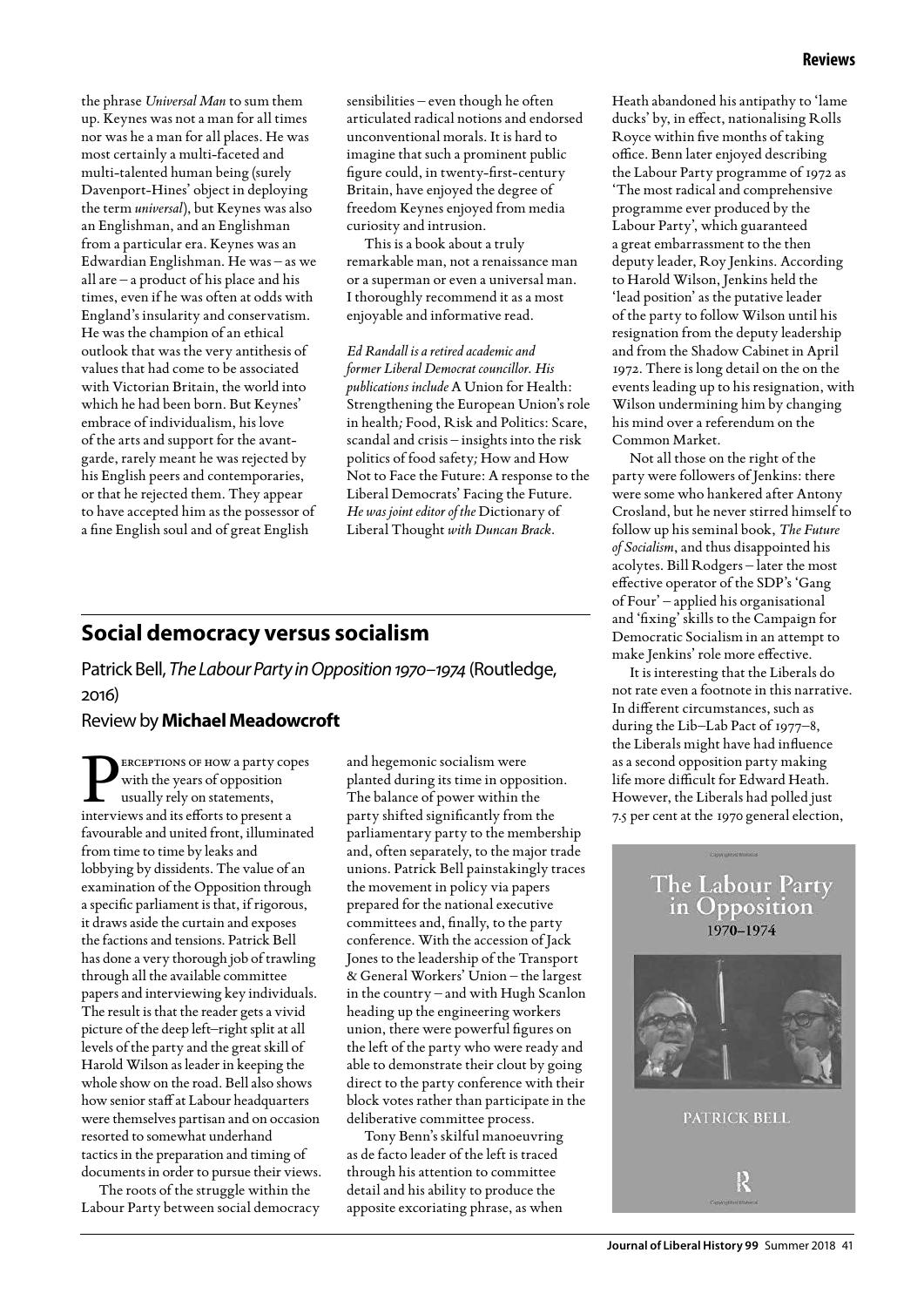the phrase *Universal Man* to sum them up. Keynes was not a man for all times nor was he a man for all places. He was most certainly a multi-faceted and multi-talented human being (surely Davenport-Hines' object in deploying the term *universal*), but Keynes was also an Englishman, and an Englishman from a particular era. Keynes was an Edwardian Englishman. He was – as we all are – a product of his place and his times, even if he was often at odds with England's insularity and conservatism. He was the champion of an ethical outlook that was the very antithesis of values that had come to be associated with Victorian Britain, the world into which he had been born. But Keynes' embrace of individualism, his love of the arts and support for the avant-garde, rarely meant he was rejected by his English peers and contemporaries, or that he rejected them. They appear to have accepted him as the possessor of a fine English soul and of great English sensibilities – even though he often articulated radical notions and endorsed unconventional morals. It is hard to imagine that such a prominent public figure could, in twenty-first-century Britain, have enjoyed the degree of freedom Keynes enjoyed from media curiosity and intrusion.

This is a book about a truly remarkable man, not a renaissance man or a superman or even a universal man. I thoroughly recommend it as a most enjoyable and informative read.

*Ed Randall is a retired academic and former Liberal Democrat councillor. His publications include* A Union for Health: Strengthening the European Union's role in health*;* Food, Risk and Politics: Scare, scandal and crisis – insights into the risk politics of food safety*;* How and How Not to Face the Future: A response to the Liberal Democrats' Facing the Future*. He was joint editor of the* Dictionary of Liberal Thought *with Duncan Brack.*

## Social democracy versus socialism

Patrick Bell, *The Labour Party in Opposition 1970–1974* (Routledge, 2016)

Review by **Michael Meadowcroft**

Perceptions of how a party copes with the years of opposition usually rely on statements, interviews and its efforts to present a favourable and united front, illuminated from time to time by leaks and lobbying by dissidents. The value of an examination of the Opposition through a specific parliament is that, if rigorous, it draws aside the curtain and exposes the factions and tensions. Patrick Bell has done a very thorough job of trawling through all the available committee papers and interviewing key individuals. The result is that the reader gets a vivid picture of the deep left–right split at all levels of the party and the great skill of Harold Wilson as leader in keeping the whole show on the road. Bell also shows how senior staff at Labour headquarters were themselves partisan and on occasion resorted to somewhat underhand tactics in the preparation and timing of documents in order to pursue their views.

The roots of the struggle within the Labour Party between social democracy and hegemonic socialism were planted during its time in opposition. The balance of power within the party shifted significantly from the parliamentary party to the membership and, often separately, to the major trade unions. Patrick Bell painstakingly traces the movement in policy via papers prepared for the national executive committees and, finally, to the party conference. With the accession of Jack Jones to the leadership of the Transport & General Workers' Union – the largest in the country – and with Hugh Scanlon heading up the engineering workers union, there were powerful figures on the left of the party who were ready and able to demonstrate their clout by going direct to the party conference with their block votes rather than participate in the deliberative committee process.

Tony Benn's skilful manoeuvring as de facto leader of the left is traced through his attention to committee detail and his ability to produce the apposite excoriating phrase, as when Heath abandoned his antipathy to 'lame ducks' by, in effect, nationalising Rolls Royce within five months of taking office. Benn later enjoyed describing the Labour Party programme of 1972 as 'The most radical and comprehensive programme ever produced by the Labour Party', which guaranteed a great embarrassment to the then deputy leader, Roy Jenkins. According to Harold Wilson, Jenkins held the 'lead position' as the putative leader of the party to follow Wilson until his resignation from the deputy leadership and from the Shadow Cabinet in April 1972. There is long detail on the on the events leading up to his resignation, with Wilson undermining him by changing his mind over a referendum on the Common Market.

Not all those on the right of the party were followers of Jenkins: there were some who hankered after Antony Crosland, but he never stirred himself to follow up his seminal book, *The Future of Socialism*, and thus disappointed his acolytes. Bill Rodgers – later the most effective operator of the SDP's 'Gang of Four' – applied his organisational and 'fixing' skills to the Campaign for Democratic Socialism in an attempt to make Jenkins' role more effective.

It is interesting that the Liberals do not rate even a footnote in this narrative. In different circumstances, such as during the Lib–Lab Pact of 1977–8, the Liberals might have had influence as a second opposition party making life more difficult for Edward Heath. However, the Liberals had polled just 7.5 per cent at the 1970 general election,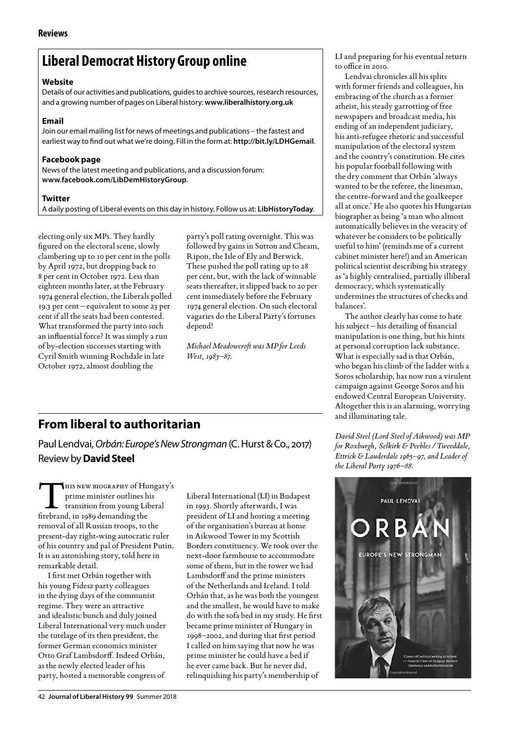## Liberal Democrat History Group online

**Website**

Details of our activities and publications, guides to archive sources, research resources, and a growing number of pages on Liberal history: **www.liberalhistory.org.uk**

**Email**

Join our email mailing list for news of meetings and publications – the fastest and earliest way to find out what we're doing. Fill in the form at: **http://bit.ly/LDHGemail**.

**Facebook page**

News of the latest meeting and publications, and a discussion forum: **www.facebook.com/LibDemHistoryGroup**.

**Twitter**

A daily posting of Liberal events on this day in history. Follow us at: **LibHistoryToday**.

electing only six MPs. They hardly figured on the electoral scene, slowly clambering up to 10 per cent in the polls by April 1972, but dropping back to 8 per cent in October 1972. Less than eighteen months later, at the February 1974 general election, the Liberals polled 19.3 per cent – equivalent to some 23 per cent if all the seats had been contested. What transformed the party into such an influential force? It was simply a run of by-election successes starting with Cyril Smith winning Rochdale in late October 1972, almost doubling the party's poll rating overnight. This was followed by gains in Sutton and Cheam, Ripon, the Isle of Ely and Berwick. These pushed the poll rating up to 28 per cent, but, with the lack of winnable seats thereafter, it slipped back to 20 per cent immediately before the February 1974 general election. On such electoral vagaries do the Liberal Party's fortunes depend!

*Michael Meadowcroft was MP for Leeds West, 1983–87.*

## From liberal to authoritarian

Paul Lendvai, *Orbán: Europe's New Strongman* (C. Hurst & Co., 2017)
Review by **David Steel**

This new biography of Hungary's prime minister outlines his transition from young Liberal firebrand, in 1989 demanding the removal of all Russian troops, to the present-day right-wing autocratic ruler of his country and pal of President Putin. It is an astonishing story, told here in remarkable detail.

I first met Orbán together with his young Fidesz party colleagues in the dying days of the communist regime. They were an attractive and idealistic bunch and duly joined Liberal International very much under the tutelage of its then president, the former German economics minister Otto Graf Lambsdorff. Indeed Orbán, as the newly elected leader of his party, hosted a memorable congress of Liberal International (LI) in Budapest in 1993. Shortly afterwards, I was president of LI and hosting a meeting of the organisation's bureau at home in Aikwood Tower in my Scottish Borders constituency. We took over the next-door farmhouse to accommodate some of them, but in the tower we had Lambsdorff and the prime ministers of the Netherlands and Iceland. I told Orbán that, as he was both the youngest and the smallest, he would have to make do with the sofa bed in my study. He first became prime minister of Hungary in 1998–2002, and during that first period I called on him saying that now he was prime minister he could have a bed if he ever came back. But he never did, relinquishing his party's membership of LI and preparing for his eventual return to office in 2010.

Lendvai chronicles all his splits with former friends and colleagues, his embracing of the church as a former atheist, his steady garrotting of free newspapers and broadcast media, his ending of an independent judiciary, his anti-refugee rhetoric and successful manipulation of the electoral system and the country's constitution. He cites his popular football following with the dry comment that Orbán 'always wanted to be the referee, the linesman, the centre-forward and the goalkeeper all at once.' He also quotes his Hungarian biographer as being 'a man who almost automatically believes in the veracity of whatever he considers to be politically useful to him' (reminds me of a current cabinet minister here!) and an American political scientist describing his strategy as 'a highly centralised, partially illiberal democracy, which systematically undermines the structures of checks and balances'.

The author clearly has come to hate his subject – his detailing of financial manipulation is one thing, but his hints at personal corruption lack substance. What is especially sad is that Orbán, who began his climb of the ladder with a Soros scholarship, has now run a virulent campaign against George Soros and his endowed Central European University. Altogether this is an alarming, worrying and illuminating tale.

*David Steel (Lord Steel of Aikwood) was MP for Roxburgh, Selkirk & Peebles / Tweeddale, Ettrick & Lauderdale 1965–97, and Leader of the Liberal Party 1976–88.*